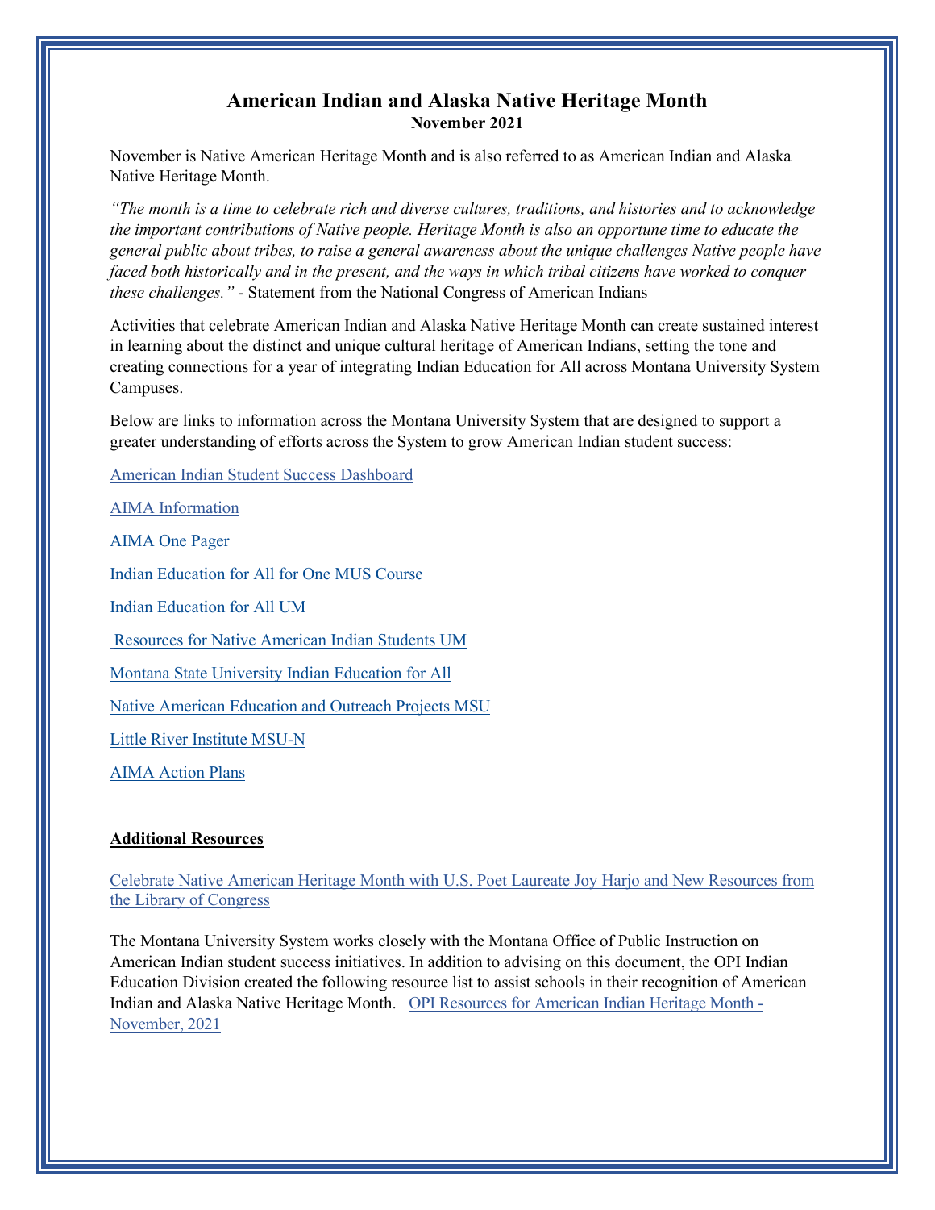# American Indian and Alaska Native Heritage Month

**November 2021**

November is Native American Heritage Month and is also referred to as American Indian and Alaska Native Heritage Month.

*"The month is a time to celebrate rich and diverse cultures, traditions, and histories and to acknowledge the important contributions of Native people. Heritage Month is also an opportune time to educate the general public about tribes, to raise a general awareness about the unique challenges Native people have faced both historically and in the present, and the ways in which tribal citizens have worked to conquer these challenges."* - Statement from the National Congress of American Indians

Activities that celebrate American Indian and Alaska Native Heritage Month can create sustained interest in learning about the distinct and unique cultural heritage of American Indians, setting the tone and creating connections for a year of integrating Indian Education for All across Montana University System Campuses.

Below are links to information across the Montana University System that are designed to support a greater understanding of efforts across the System to grow American Indian student success:

American Indian Student Success Dashboard

AIMA Information

AIMA One Pager

Indian Education for All for One MUS Course

Indian Education for All UM

Resources for Native American Indian Students UM

Montana State University Indian Education for All

Native American Education and Outreach Projects MSU

Little River Institute MSU-N

AIMA Action Plans

**Additional Resources**

Celebrate Native American Heritage Month with U.S. Poet Laureate Joy Harjo and New Resources from the Library of Congress

The Montana University System works closely with the Montana Office of Public Instruction on American Indian student success initiatives. In addition to advising on this document, the OPI Indian Education Division created the following resource list to assist schools in their recognition of American Indian and Alaska Native Heritage Month. OPI Resources for American Indian Heritage Month - November, 2021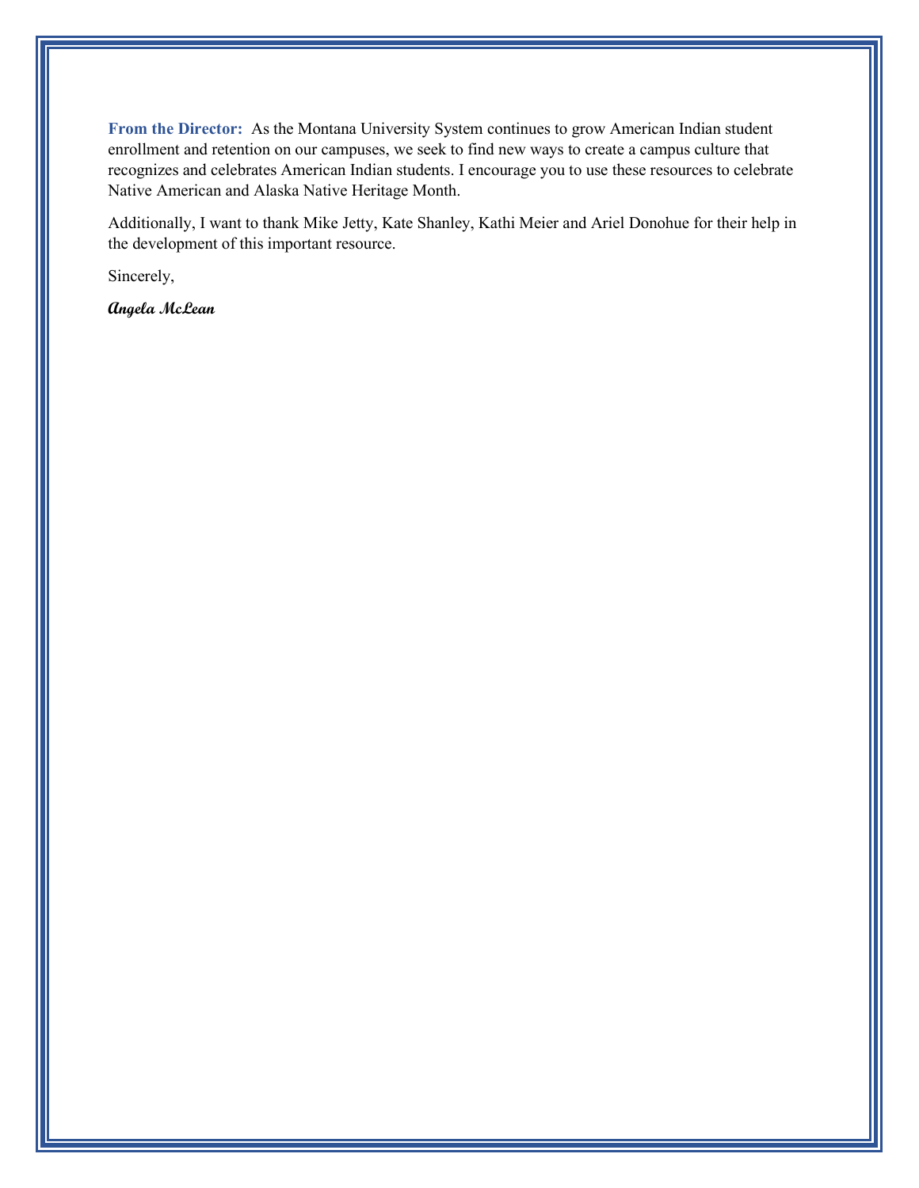**From the Director:** As the Montana University System continues to grow American Indian student enrollment and retention on our campuses, we seek to find new ways to create a campus culture that recognizes and celebrates American Indian students. I encourage you to use these resources to celebrate Native American and Alaska Native Heritage Month.

Additionally, I want to thank Mike Jetty, Kate Shanley, Kathi Meier and Ariel Donohue for their help in the development of this important resource.

Sincerely,

***Angela McLean***